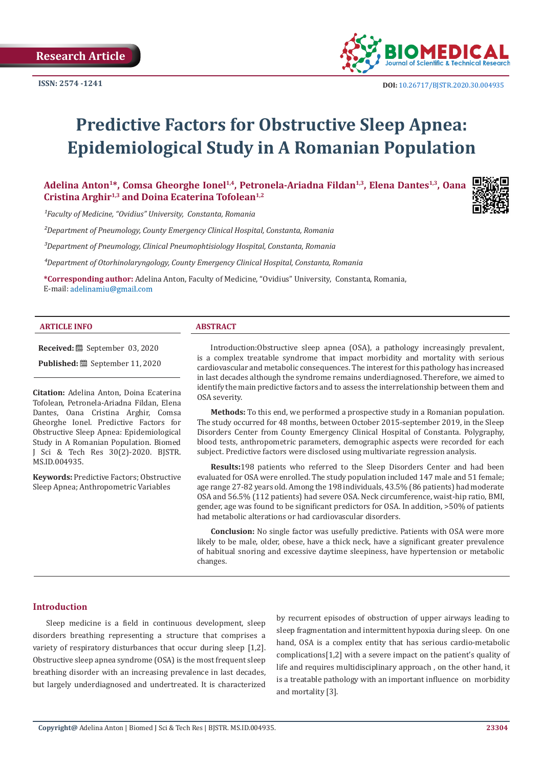Research Article

ISSN: 2574 -1241

DOI: 10.26717/BJSTR.2020.30.004935

# Predictive Factors for Obstructive Sleep Apnea: Epidemiological Study in A Romanian Population

**Adelina Anton[1]\*, Comsa Gheorghe Ionel[1,4], Petronela-Ariadna Fildan[1,3], Elena Dantes[1,3], Oana Cristina Arghir[1,3] and Doina Ecaterina Tofolean[1,2]**

*[1]Faculty of Medicine, "Ovidius" University, Constanta, Romania*

*[2]Department of Pneumology, County Emergency Clinical Hospital, Constanta, Romania*

*[3]Department of Pneumology, Clinical Pneumophtisiology Hospital, Constanta, Romania*

*[4]Department of Otorhinolaryngology, County Emergency Clinical Hospital, Constanta, Romania*

**\*Corresponding author:** Adelina Anton, Faculty of Medicine, "Ovidius" University, Constanta, Romania, E-mail: adelinamiu@gmail.com

## ARTICLE INFO

**Received:** September 03, 2020

**Published:** September 11, 2020

**Citation:** Adelina Anton, Doina Ecaterina Tofolean, Petronela-Ariadna Fildan, Elena Dantes, Oana Cristina Arghir, Comsa Gheorghe Ionel. Predictive Factors for Obstructive Sleep Apnea: Epidemiological Study in A Romanian Population. Biomed J Sci & Tech Res 30(2)-2020. BJSTR. MS.ID.004935.

**Keywords:** Predictive Factors; Obstructive Sleep Apnea; Anthropometric Variables

## ABSTRACT

Introduction:Obstructive sleep apnea (OSA), a pathology increasingly prevalent, is a complex treatable syndrome that impact morbidity and mortality with serious cardiovascular and metabolic consequences. The interest for this pathology has increased in last decades although the syndrome remains underdiagnosed. Therefore, we aimed to identify the main predictive factors and to assess the interrelationship between them and OSA severity.

**Methods:** To this end, we performed a prospective study in a Romanian population. The study occurred for 48 months, between October 2015-september 2019, in the Sleep Disorders Center from County Emergency Clinical Hospital of Constanta. Polygraphy, blood tests, anthropometric parameters, demographic aspects were recorded for each subject. Predictive factors were disclosed using multivariate regression analysis.

**Results:**198 patients who referred to the Sleep Disorders Center and had been evaluated for OSA were enrolled. The study population included 147 male and 51 female; age range 27-82 years old. Among the 198 individuals, 43.5% (86 patients) had moderate OSA and 56.5% (112 patients) had severe OSA. Neck circumference, waist-hip ratio, BMI, gender, age was found to be significant predictors for OSA. In addition, >50% of patients had metabolic alterations or had cardiovascular disorders.

**Conclusion:** No single factor was usefully predictive. Patients with OSA were more likely to be male, older, obese, have a thick neck, have a significant greater prevalence of habitual snoring and excessive daytime sleepiness, have hypertension or metabolic changes.

## Introduction

Sleep medicine is a field in continuous development, sleep disorders breathing representing a structure that comprises a variety of respiratory disturbances that occur during sleep [1,2]. Obstructive sleep apnea syndrome (OSA) is the most frequent sleep breathing disorder with an increasing prevalence in last decades, but largely underdiagnosed and undertreated. It is characterized by recurrent episodes of obstruction of upper airways leading to sleep fragmentation and intermittent hypoxia during sleep. On one hand, OSA is a complex entity that has serious cardio-metabolic complications[1,2] with a severe impact on the patient's quality of life and requires multidisciplinary approach , on the other hand, it is a treatable pathology with an important influence on morbidity and mortality [3].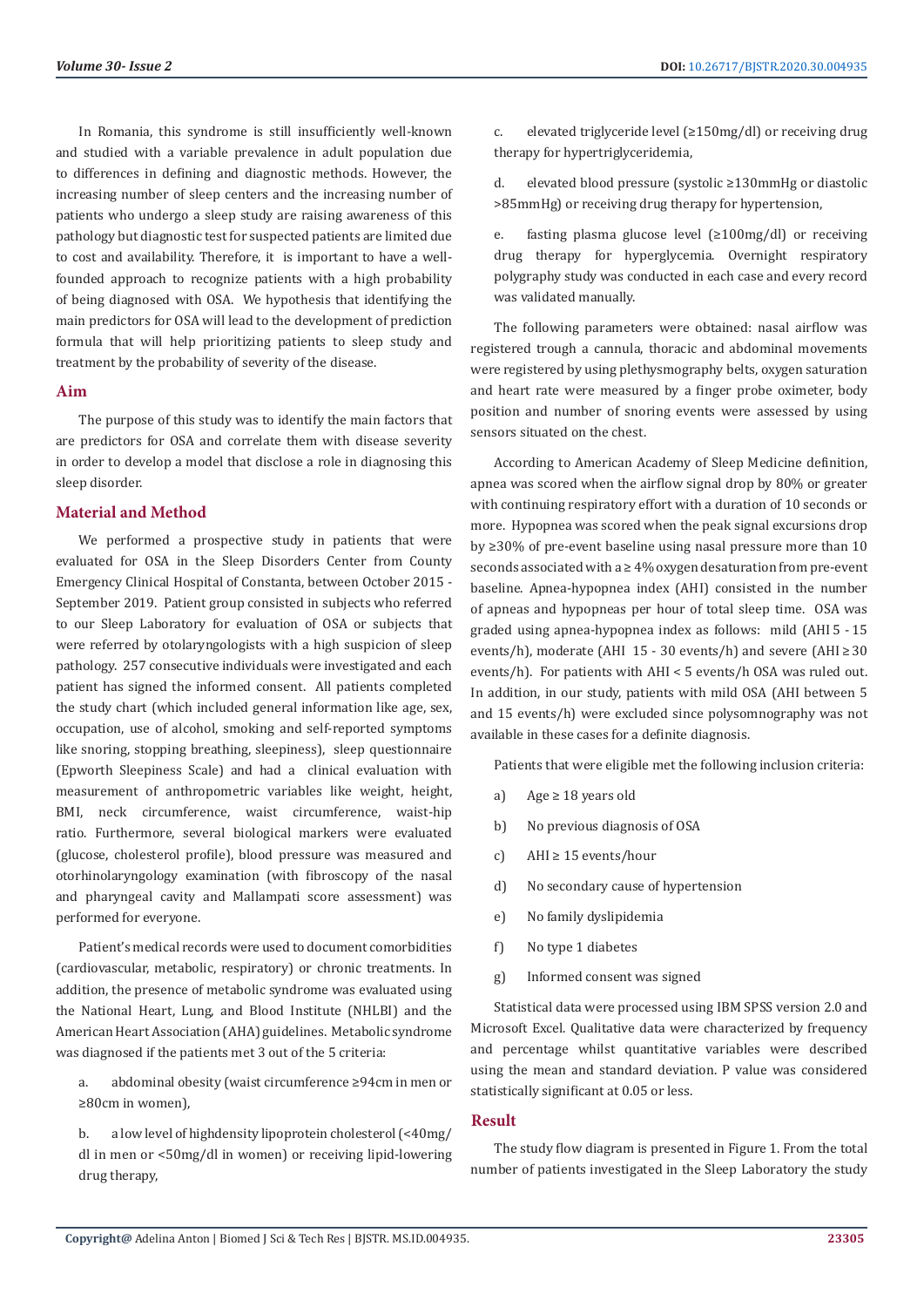In Romania, this syndrome is still insufficiently well-known and studied with a variable prevalence in adult population due to differences in defining and diagnostic methods. However, the increasing number of sleep centers and the increasing number of patients who undergo a sleep study are raising awareness of this pathology but diagnostic test for suspected patients are limited due to cost and availability. Therefore, it is important to have a well-founded approach to recognize patients with a high probability of being diagnosed with OSA. We hypothesis that identifying the main predictors for OSA will lead to the development of prediction formula that will help prioritizing patients to sleep study and treatment by the probability of severity of the disease.

## Aim

The purpose of this study was to identify the main factors that are predictors for OSA and correlate them with disease severity in order to develop a model that disclose a role in diagnosing this sleep disorder.

## Material and Method

We performed a prospective study in patients that were evaluated for OSA in the Sleep Disorders Center from County Emergency Clinical Hospital of Constanta, between October 2015 - September 2019. Patient group consisted in subjects who referred to our Sleep Laboratory for evaluation of OSA or subjects that were referred by otolaryngologists with a high suspicion of sleep pathology. 257 consecutive individuals were investigated and each patient has signed the informed consent. All patients completed the study chart (which included general information like age, sex, occupation, use of alcohol, smoking and self-reported symptoms like snoring, stopping breathing, sleepiness), sleep questionnaire (Epworth Sleepiness Scale) and had a clinical evaluation with measurement of anthropometric variables like weight, height, BMI, neck circumference, waist circumference, waist-hip ratio. Furthermore, several biological markers were evaluated (glucose, cholesterol profile), blood pressure was measured and otorhinolaryngology examination (with fibroscopy of the nasal and pharyngeal cavity and Mallampati score assessment) was performed for everyone.

Patient's medical records were used to document comorbidities (cardiovascular, metabolic, respiratory) or chronic treatments. In addition, the presence of metabolic syndrome was evaluated using the National Heart, Lung, and Blood Institute (NHLBI) and the American Heart Association (AHA) guidelines. Metabolic syndrome was diagnosed if the patients met 3 out of the 5 criteria:

a. abdominal obesity (waist circumference ≥94cm in men or ≥80cm in women),

b. a low level of highdensity lipoprotein cholesterol (<40mg/dl in men or <50mg/dl in women) or receiving lipid-lowering drug therapy,

c. elevated triglyceride level (≥150mg/dl) or receiving drug therapy for hypertriglyceridemia,

d. elevated blood pressure (systolic ≥130mmHg or diastolic >85mmHg) or receiving drug therapy for hypertension,

e. fasting plasma glucose level (≥100mg/dl) or receiving drug therapy for hyperglycemia. Overnight respiratory polygraphy study was conducted in each case and every record was validated manually.

The following parameters were obtained: nasal airflow was registered trough a cannula, thoracic and abdominal movements were registered by using plethysmography belts, oxygen saturation and heart rate were measured by a finger probe oximeter, body position and number of snoring events were assessed by using sensors situated on the chest.

According to American Academy of Sleep Medicine definition, apnea was scored when the airflow signal drop by 80% or greater with continuing respiratory effort with a duration of 10 seconds or more. Hypopnea was scored when the peak signal excursions drop by ≥30% of pre-event baseline using nasal pressure more than 10 seconds associated with a ≥ 4% oxygen desaturation from pre-event baseline. Apnea-hypopnea index (AHI) consisted in the number of apneas and hypopneas per hour of total sleep time. OSA was graded using apnea-hypopnea index as follows: mild (AHI 5 - 15 events/h), moderate (AHI 15 - 30 events/h) and severe (AHI ≥ 30 events/h). For patients with AHI < 5 events/h OSA was ruled out. In addition, in our study, patients with mild OSA (AHI between 5 and 15 events/h) were excluded since polysomnography was not available in these cases for a definite diagnosis.

Patients that were eligible met the following inclusion criteria:

a) Age ≥ 18 years old

b) No previous diagnosis of OSA

c) AHI ≥ 15 events/hour

d) No secondary cause of hypertension

e) No family dyslipidemia

f) No type 1 diabetes

g) Informed consent was signed

Statistical data were processed using IBM SPSS version 2.0 and Microsoft Excel. Qualitative data were characterized by frequency and percentage whilst quantitative variables were described using the mean and standard deviation. P value was considered statistically significant at 0.05 or less.

## Result

The study flow diagram is presented in Figure 1. From the total number of patients investigated in the Sleep Laboratory the study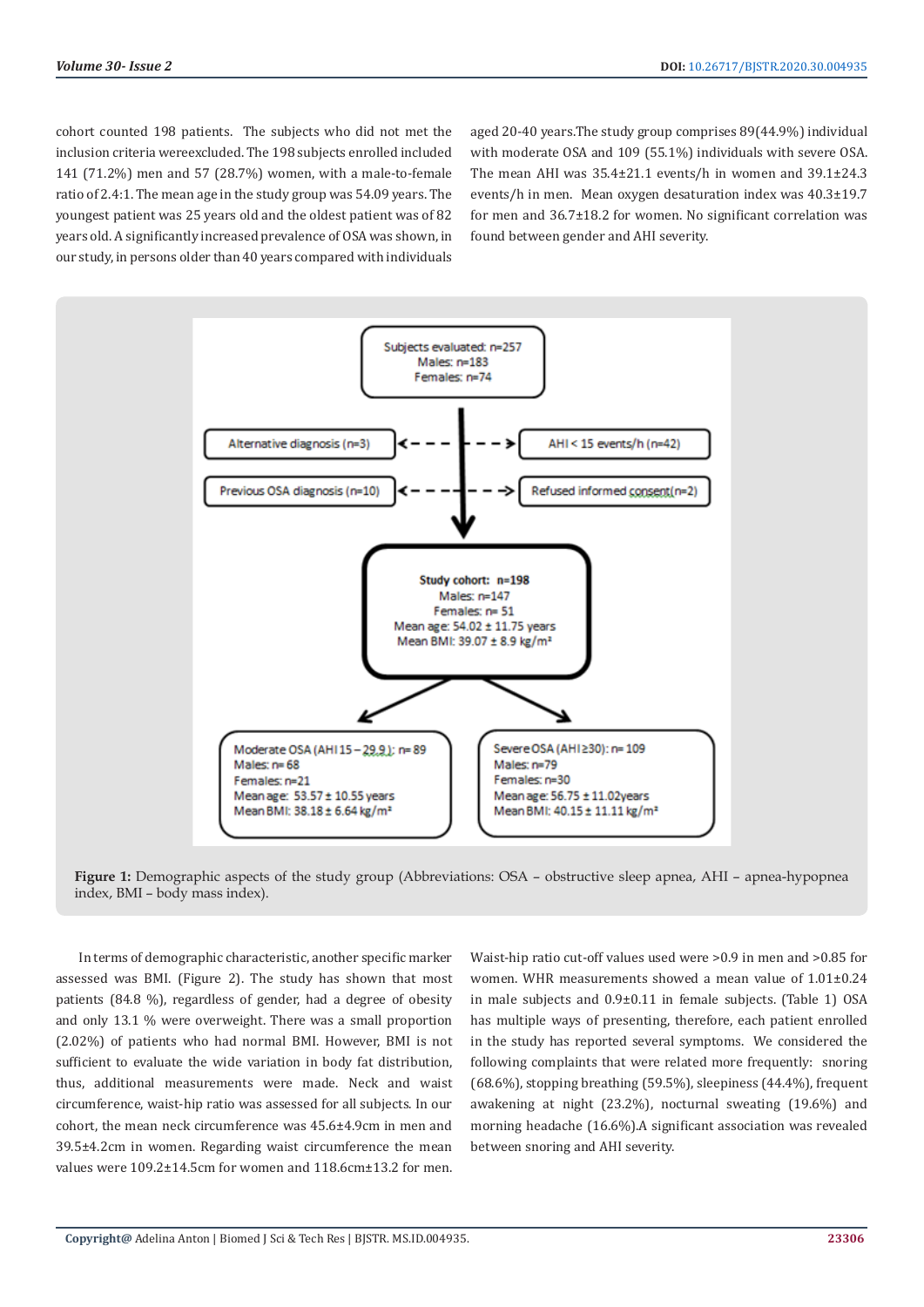cohort counted 198 patients. The subjects who did not met the inclusion criteria wereexcluded. The 198 subjects enrolled included 141 (71.2%) men and 57 (28.7%) women, with a male-to-female ratio of 2.4:1. The mean age in the study group was 54.09 years. The youngest patient was 25 years old and the oldest patient was of 82 years old. A significantly increased prevalence of OSA was shown, in our study, in persons older than 40 years compared with individuals aged 20-40 years.The study group comprises 89(44.9%) individual with moderate OSA and 109 (55.1%) individuals with severe OSA. The mean AHI was 35.4±21.1 events/h in women and 39.1±24.3 events/h in men. Mean oxygen desaturation index was 40.3±19.7 for men and 36.7±18.2 for women. No significant correlation was found between gender and AHI severity.

Subjects evaluated: n=257
Males: n=183
Females: n=74

Alternative diagnosis (n=3)

AHI < 15 events/h (n=42)

Previous OSA diagnosis (n=10)

Refused informed consent(n=2)

**Study cohort: n=198**
Males: n=147
Females: n= 51
Mean age: 54.02 ± 11.75 years
Mean BMI: 39.07 ± 8.9 kg/m²

Moderate OSA (AHI 15 – 29.9): n= 89
Males: n= 68
Females: n=21
Mean age: 53.57 ± 10.55 years
Mean BMI: 38.18 ± 6.64 kg/m²

Severe OSA (AHI ≥30): n= 109
Males: n=79
Females: n=30
Mean age: 56.75 ± 11.02years
Mean BMI: 40.15 ± 11.11 kg/m²

**Figure 1:** Demographic aspects of the study group (Abbreviations: OSA – obstructive sleep apnea, AHI – apnea-hypopnea index, BMI – body mass index).

In terms of demographic characteristic, another specific marker assessed was BMI. (Figure 2). The study has shown that most patients (84.8 %), regardless of gender, had a degree of obesity and only 13.1 % were overweight. There was a small proportion (2.02%) of patients who had normal BMI. However, BMI is not sufficient to evaluate the wide variation in body fat distribution, thus, additional measurements were made. Neck and waist circumference, waist-hip ratio was assessed for all subjects. In our cohort, the mean neck circumference was 45.6±4.9cm in men and 39.5±4.2cm in women. Regarding waist circumference the mean values were 109.2±14.5cm for women and 118.6cm±13.2 for men. Waist-hip ratio cut-off values used were >0.9 in men and >0.85 for women. WHR measurements showed a mean value of 1.01±0.24 in male subjects and 0.9±0.11 in female subjects. (Table 1) OSA has multiple ways of presenting, therefore, each patient enrolled in the study has reported several symptoms. We considered the following complaints that were related more frequently: snoring (68.6%), stopping breathing (59.5%), sleepiness (44.4%), frequent awakening at night (23.2%), nocturnal sweating (19.6%) and morning headache (16.6%).A significant association was revealed between snoring and AHI severity.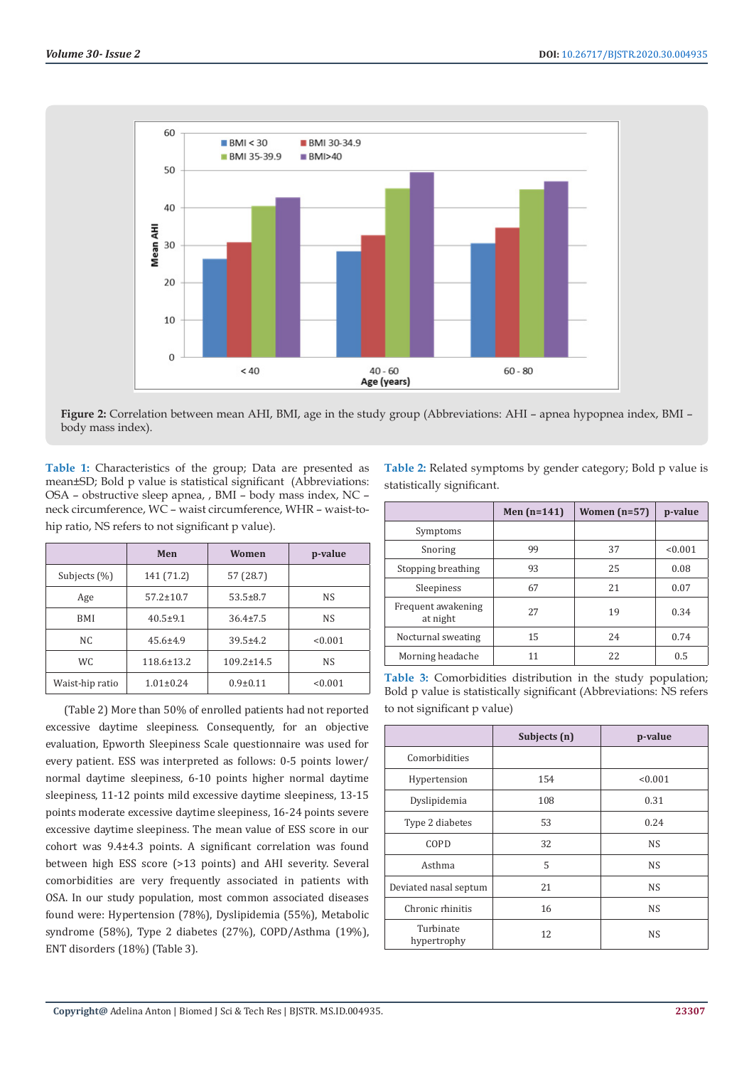Figure 2: Correlation between mean AHI, BMI, age in the study group (Abbreviations: AHI – apnea hypopnea index, BMI – body mass index).

**Table 1:** Characteristics of the group; Data are presented as mean±SD; Bold p value is statistical significant (Abbreviations: OSA – obstructive sleep apnea, , BMI – body mass index, NC – neck circumference, WC – waist circumference, WHR – waist-to-hip ratio, NS refers to not significant p value).

| | Men | Women | p-value |
|---|---|---|---|
| Subjects (%) | 141 (71.2) | 57 (28.7) | |
| Age | 57.2±10.7 | 53.5±8.7 | NS |
| BMI | 40.5±9.1 | 36.4±7.5 | NS |
| NC | 45.6±4.9 | 39.5±4.2 | <0.001 |
| WC | 118.6±13.2 | 109.2±14.5 | NS |
| Waist-hip ratio | 1.01±0.24 | 0.9±0.11 | <0.001 |

(Table 2) More than 50% of enrolled patients had not reported excessive daytime sleepiness. Consequently, for an objective evaluation, Epworth Sleepiness Scale questionnaire was used for every patient. ESS was interpreted as follows: 0-5 points lower/normal daytime sleepiness, 6-10 points higher normal daytime sleepiness, 11-12 points mild excessive daytime sleepiness, 13-15 points moderate excessive daytime sleepiness, 16-24 points severe excessive daytime sleepiness. The mean value of ESS score in our cohort was 9.4±4.3 points. A significant correlation was found between high ESS score (>13 points) and AHI severity. Several comorbidities are very frequently associated in patients with OSA. In our study population, most common associated diseases found were: Hypertension (78%), Dyslipidemia (55%), Metabolic syndrome (58%), Type 2 diabetes (27%), COPD/Asthma (19%), ENT disorders (18%) (Table 3).

**Table 2:** Related symptoms by gender category; Bold p value is statistically significant.

| | Men (n=141) | Women (n=57) | p-value |
|---|---|---|---|
| Symptoms | | | |
| Snoring | 99 | 37 | <0.001 |
| Stopping breathing | 93 | 25 | 0.08 |
| Sleepiness | 67 | 21 | 0.07 |
| Frequent awakening at night | 27 | 19 | 0.34 |
| Nocturnal sweating | 15 | 24 | 0.74 |
| Morning headache | 11 | 22 | 0.5 |

**Table 3:** Comorbidities distribution in the study population; Bold p value is statistically significant (Abbreviations: NS refers to not significant p value)

| | Subjects (n) | p-value |
|---|---|---|
| Comorbidities | | |
| Hypertension | 154 | <0.001 |
| Dyslipidemia | 108 | 0.31 |
| Type 2 diabetes | 53 | 0.24 |
| COPD | 32 | NS |
| Asthma | 5 | NS |
| Deviated nasal septum | 21 | NS |
| Chronic rhinitis | 16 | NS |
| Turbinate hypertrophy | 12 | NS |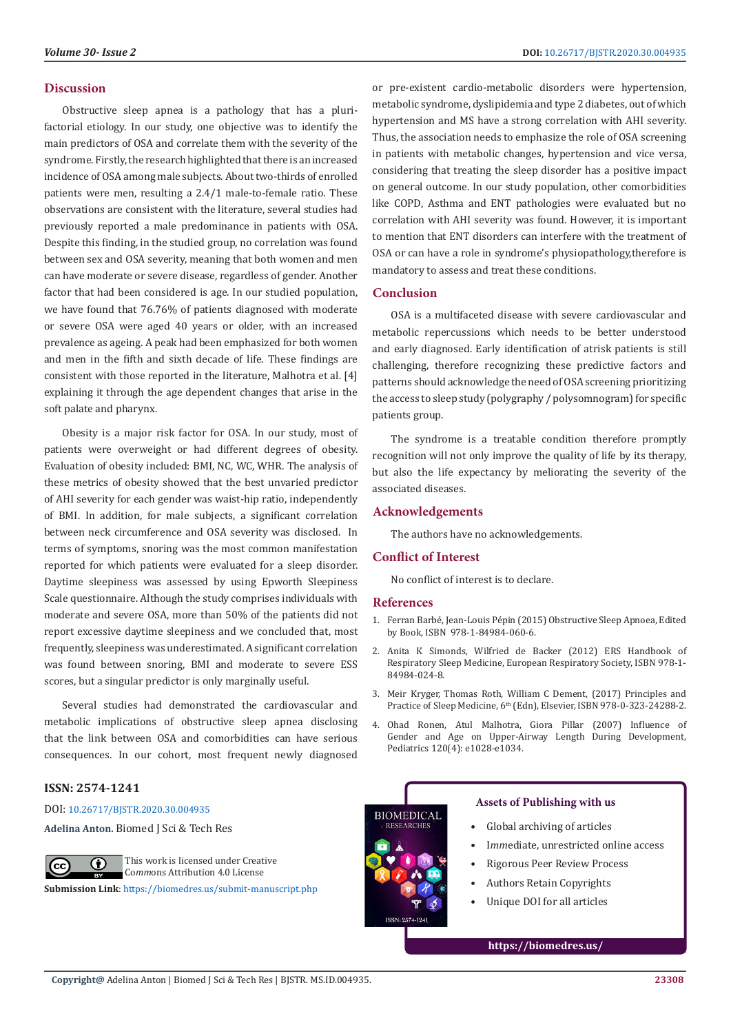## Discussion

Obstructive sleep apnea is a pathology that has a pluri-factorial etiology. In our study, one objective was to identify the main predictors of OSA and correlate them with the severity of the syndrome. Firstly, the research highlighted that there is an increased incidence of OSA among male subjects. About two-thirds of enrolled patients were men, resulting a 2.4/1 male-to-female ratio. These observations are consistent with the literature, several studies had previously reported a male predominance in patients with OSA. Despite this finding, in the studied group, no correlation was found between sex and OSA severity, meaning that both women and men can have moderate or severe disease, regardless of gender. Another factor that had been considered is age. In our studied population, we have found that 76.76% of patients diagnosed with moderate or severe OSA were aged 40 years or older, with an increased prevalence as ageing. A peak had been emphasized for both women and men in the fifth and sixth decade of life. These findings are consistent with those reported in the literature, Malhotra et al. [4] explaining it through the age dependent changes that arise in the soft palate and pharynx.

Obesity is a major risk factor for OSA. In our study, most of patients were overweight or had different degrees of obesity. Evaluation of obesity included: BMI, NC, WC, WHR. The analysis of these metrics of obesity showed that the best unvaried predictor of AHI severity for each gender was waist-hip ratio, independently of BMI. In addition, for male subjects, a significant correlation between neck circumference and OSA severity was disclosed. In terms of symptoms, snoring was the most common manifestation reported for which patients were evaluated for a sleep disorder. Daytime sleepiness was assessed by using Epworth Sleepiness Scale questionnaire. Although the study comprises individuals with moderate and severe OSA, more than 50% of the patients did not report excessive daytime sleepiness and we concluded that, most frequently, sleepiness was underestimated. A significant correlation was found between snoring, BMI and moderate to severe ESS scores, but a singular predictor is only marginally useful.

Several studies had demonstrated the cardiovascular and metabolic implications of obstructive sleep apnea disclosing that the link between OSA and comorbidities can have serious consequences. In our cohort, most frequent newly diagnosed or pre-existent cardio-metabolic disorders were hypertension, metabolic syndrome, dyslipidemia and type 2 diabetes, out of which hypertension and MS have a strong correlation with AHI severity. Thus, the association needs to emphasize the role of OSA screening in patients with metabolic changes, hypertension and vice versa, considering that treating the sleep disorder has a positive impact on general outcome. In our study population, other comorbidities like COPD, Asthma and ENT pathologies were evaluated but no correlation with AHI severity was found. However, it is important to mention that ENT disorders can interfere with the treatment of OSA or can have a role in syndrome's physiopathology,therefore is mandatory to assess and treat these conditions.

## Conclusion

OSA is a multifaceted disease with severe cardiovascular and metabolic repercussions which needs to be better understood and early diagnosed. Early identification of atrisk patients is still challenging, therefore recognizing these predictive factors and patterns should acknowledge the need of OSA screening prioritizing the access to sleep study (polygraphy / polysomnogram) for specific patients group.

The syndrome is a treatable condition therefore promptly recognition will not only improve the quality of life by its therapy, but also the life expectancy by meliorating the severity of the associated diseases.

## Acknowledgements

The authors have no acknowledgements.

## Conflict of Interest

No conflict of interest is to declare.

## References

1. Ferran Barbé, Jean-Louis Pépin (2015) Obstructive Sleep Apnoea, Edited by Book, ISBN 978-1-84984-060-6.
2. Anita K Simonds, Wilfried de Backer (2012) ERS Handbook of Respiratory Sleep Medicine, European Respiratory Society, ISBN 978-1-84984-024-8.
3. Meir Kryger, Thomas Roth, William C Dement, (2017) Principles and Practice of Sleep Medicine, 6th (Edn), Elsevier, ISBN 978-0-323-24288-2.
4. Ohad Ronen, Atul Malhotra, Giora Pillar (2007) Influence of Gender and Age on Upper-Airway Length During Development, Pediatrics 120(4): e1028-e1034.

**ISSN: 2574-1241**

DOI: 10.26717/BJSTR.2020.30.004935

**Adelina Anton.** Biomed J Sci & Tech Res

This work is licensed under Creative Commons Attribution 4.0 License

**Submission Link**: https://biomedres.us/submit-manuscript.php

**Assets of Publishing with us**

- Global archiving of articles
- Immediate, unrestricted online access
- Rigorous Peer Review Process
- Authors Retain Copyrights
- Unique DOI for all articles

**https://biomedres.us/**